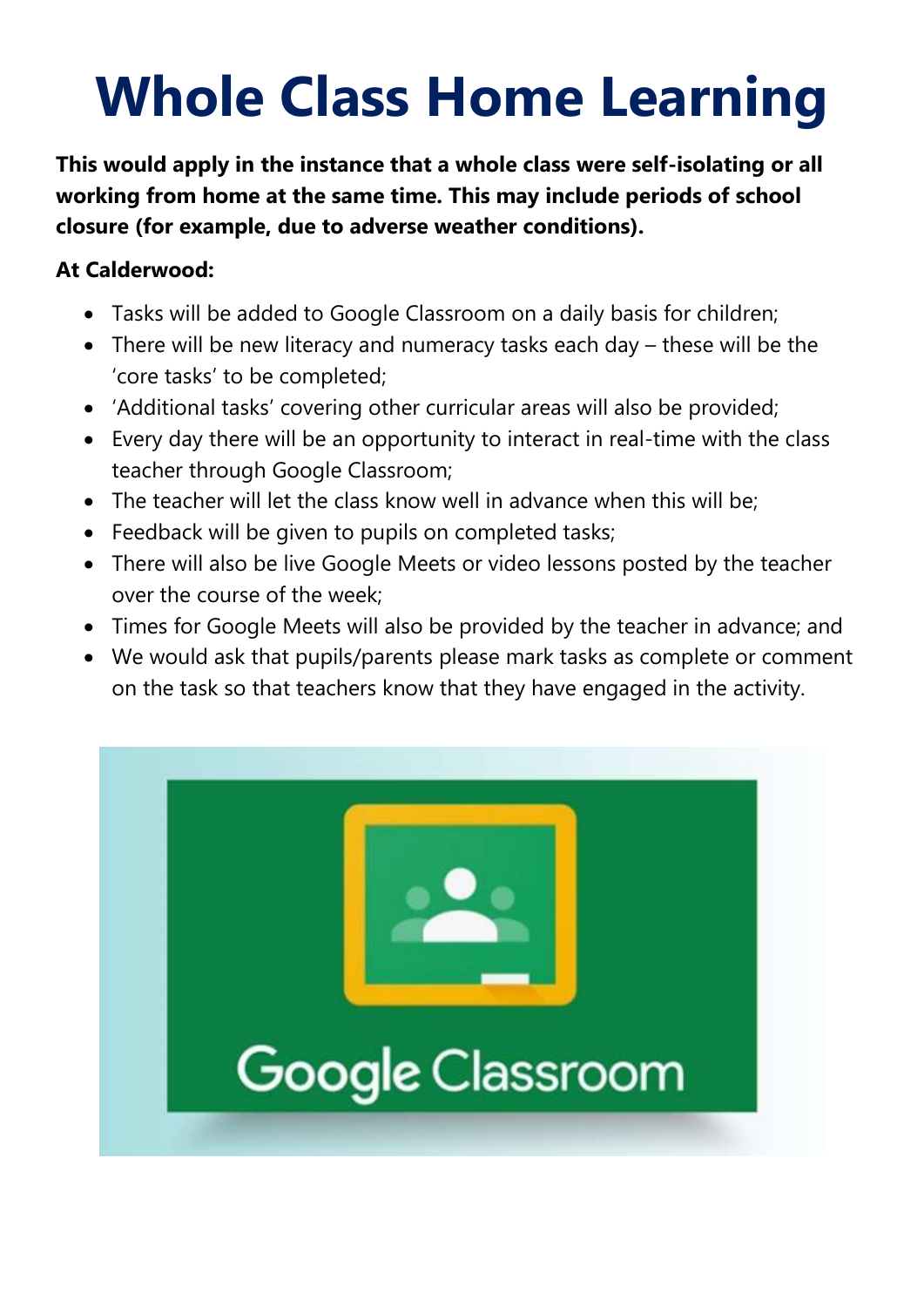# Whole Class Home Learning

**This would apply in the instance that a whole class were self-isolating or all working from home at the same time. This may include periods of school closure (for example, due to adverse weather conditions).**

**At Calderwood:**

- Tasks will be added to Google Classroom on a daily basis for children;
- There will be new literacy and numeracy tasks each day – these will be the 'core tasks' to be completed;
- 'Additional tasks' covering other curricular areas will also be provided;
- Every day there will be an opportunity to interact in real-time with the class teacher through Google Classroom;
- The teacher will let the class know well in advance when this will be;
- Feedback will be given to pupils on completed tasks;
- There will also be live Google Meets or video lessons posted by the teacher over the course of the week;
- Times for Google Meets will also be provided by the teacher in advance; and
- We would ask that pupils/parents please mark tasks as complete or comment on the task so that teachers know that they have engaged in the activity.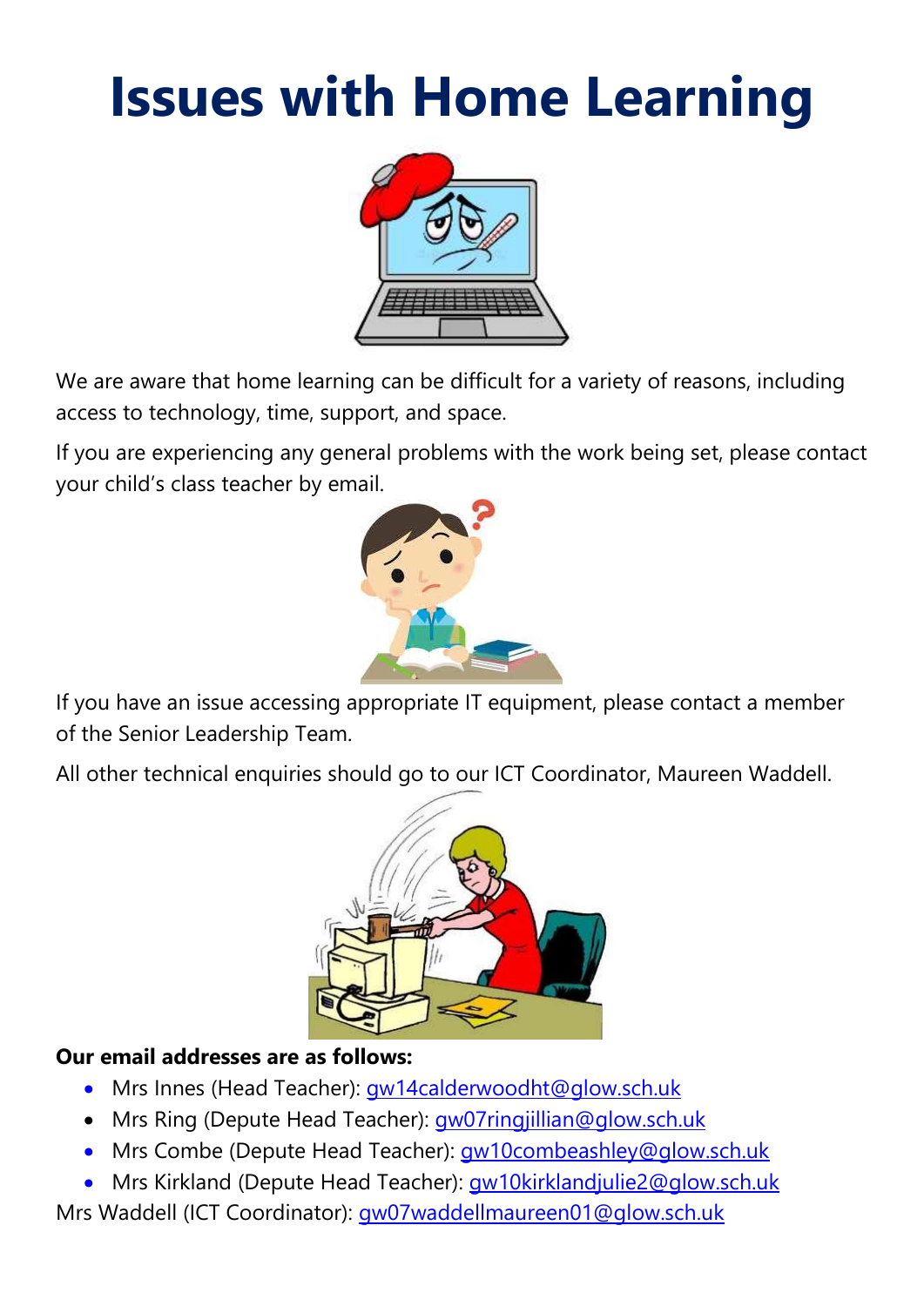# Issues with Home Learning

We are aware that home learning can be difficult for a variety of reasons, including access to technology, time, support, and space.

If you are experiencing any general problems with the work being set, please contact your child's class teacher by email.

If you have an issue accessing appropriate IT equipment, please contact a member of the Senior Leadership Team.

All other technical enquiries should go to our ICT Coordinator, Maureen Waddell.

**Our email addresses are as follows:**

- Mrs Innes (Head Teacher): gw14calderwoodht@glow.sch.uk
- Mrs Ring (Depute Head Teacher): gw07ringjillian@glow.sch.uk
- Mrs Combe (Depute Head Teacher): gw10combeashley@glow.sch.uk
- Mrs Kirkland (Depute Head Teacher): gw10kirklandjulie2@glow.sch.uk

Mrs Waddell (ICT Coordinator): gw07waddellmaureen01@glow.sch.uk